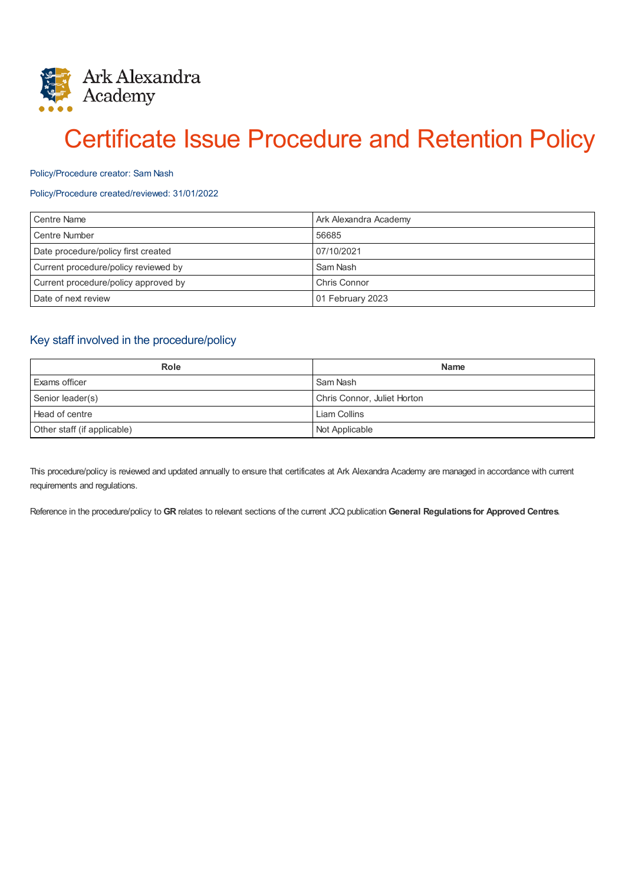Ark Alexandra Academy

# Certificate Issue Procedure and Retention Policy

Policy/Procedure creator: Sam Nash

Policy/Procedure created/reviewed: 31/01/2022

| Centre Name | Ark Alexandra Academy |
|---|---|
| Centre Number | 56685 |
| Date procedure/policy first created | 07/10/2021 |
| Current procedure/policy reviewed by | Sam Nash |
| Current procedure/policy approved by | Chris Connor |
| Date of next review | 01 February 2023 |

## Key staff involved in the procedure/policy

| Role | Name |
|---|---|
| Exams officer | Sam Nash |
| Senior leader(s) | Chris Connor, Juliet Horton |
| Head of centre | Liam Collins |
| Other staff (if applicable) | Not Applicable |

This procedure/policy is reviewed and updated annually to ensure that certificates at Ark Alexandra Academy are managed in accordance with current requirements and regulations.

Reference in the procedure/policy to **GR** relates to relevant sections of the current JCQ publication **General Regulations for Approved Centres**.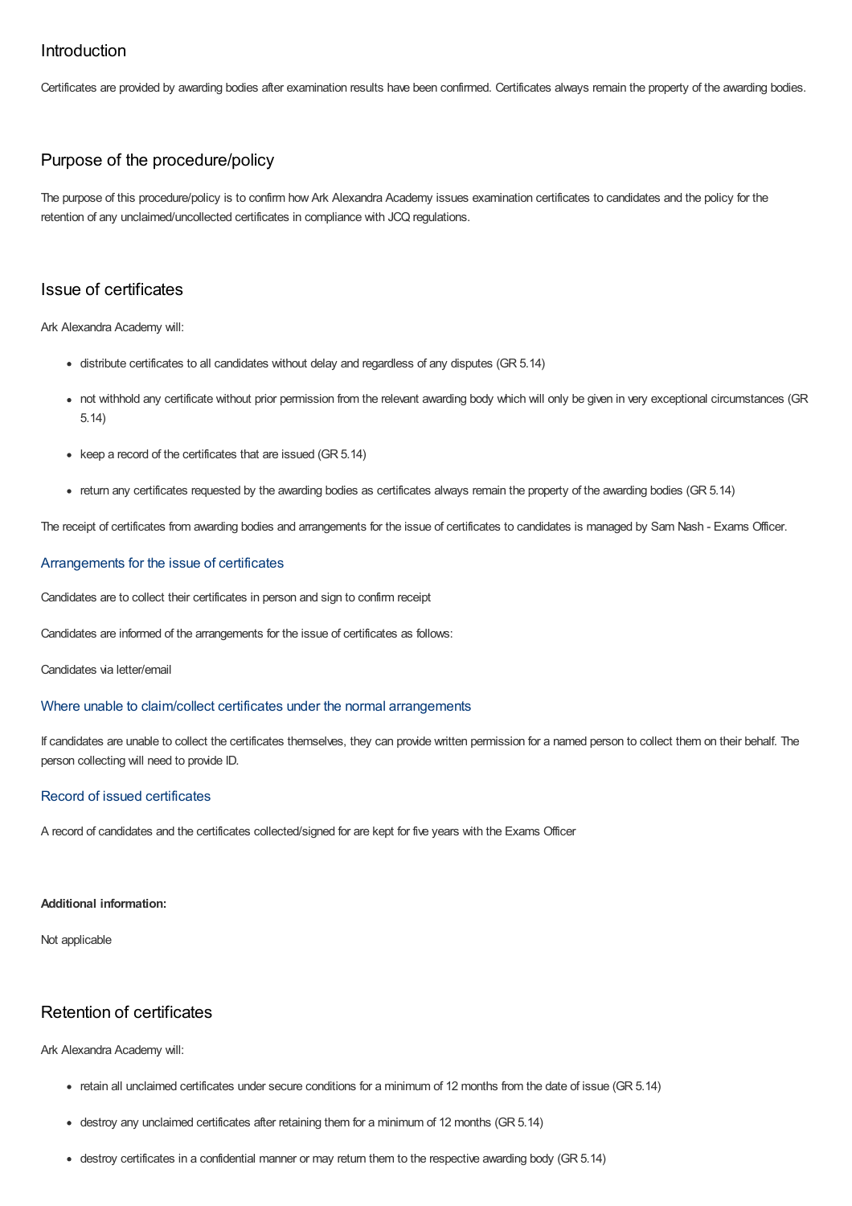## Introduction

Certificates are provided by awarding bodies after examination results have been confirmed. Certificates always remain the property of the awarding bodies.

## Purpose of the procedure/policy

The purpose of this procedure/policy is to confirm how Ark Alexandra Academy issues examination certificates to candidates and the policy for the retention of any unclaimed/uncollected certificates in compliance with JCQ regulations.

## Issue of certificates

Ark Alexandra Academy will:

- distribute certificates to all candidates without delay and regardless of any disputes (GR 5.14)
- not withhold any certificate without prior permission from the relevant awarding body which will only be given in very exceptional circumstances (GR 5.14)
- keep a record of the certificates that are issued (GR 5.14)
- return any certificates requested by the awarding bodies as certificates always remain the property of the awarding bodies (GR 5.14)

The receipt of certificates from awarding bodies and arrangements for the issue of certificates to candidates is managed by Sam Nash - Exams Officer.

### Arrangements for the issue of certificates

Candidates are to collect their certificates in person and sign to confirm receipt

Candidates are informed of the arrangements for the issue of certificates as follows:

Candidates via letter/email

### Where unable to claim/collect certificates under the normal arrangements

If candidates are unable to collect the certificates themselves, they can provide written permission for a named person to collect them on their behalf. The person collecting will need to provide ID.

### Record of issued certificates

A record of candidates and the certificates collected/signed for are kept for five years with the Exams Officer

**Additional information:**

Not applicable

## Retention of certificates

Ark Alexandra Academy will:

- retain all unclaimed certificates under secure conditions for a minimum of 12 months from the date of issue (GR 5.14)
- destroy any unclaimed certificates after retaining them for a minimum of 12 months (GR 5.14)
- destroy certificates in a confidential manner or may return them to the respective awarding body (GR 5.14)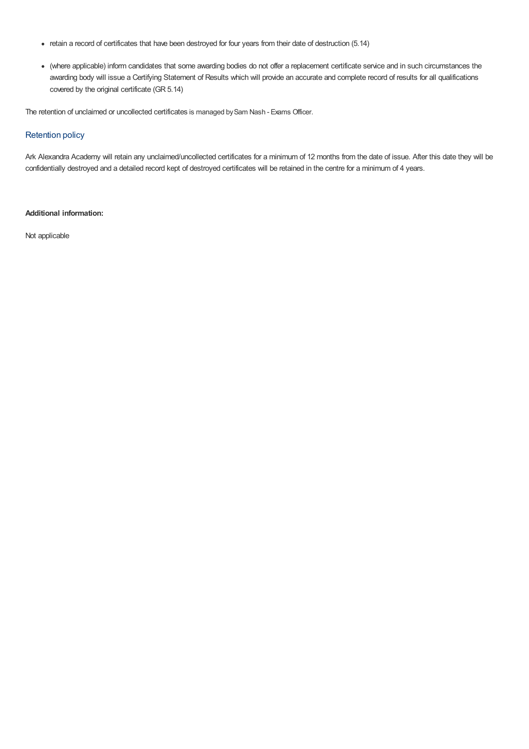- retain a record of certificates that have been destroyed for four years from their date of destruction (5.14)
- (where applicable) inform candidates that some awarding bodies do not offer a replacement certificate service and in such circumstances the awarding body will issue a Certifying Statement of Results which will provide an accurate and complete record of results for all qualifications covered by the original certificate (GR 5.14)

The retention of unclaimed or uncollected certificates is managed by Sam Nash - Exams Officer.

## Retention policy

Ark Alexandra Academy will retain any unclaimed/uncollected certificates for a minimum of 12 months from the date of issue. After this date they will be confidentially destroyed and a detailed record kept of destroyed certificates will be retained in the centre for a minimum of 4 years.

**Additional information:**

Not applicable